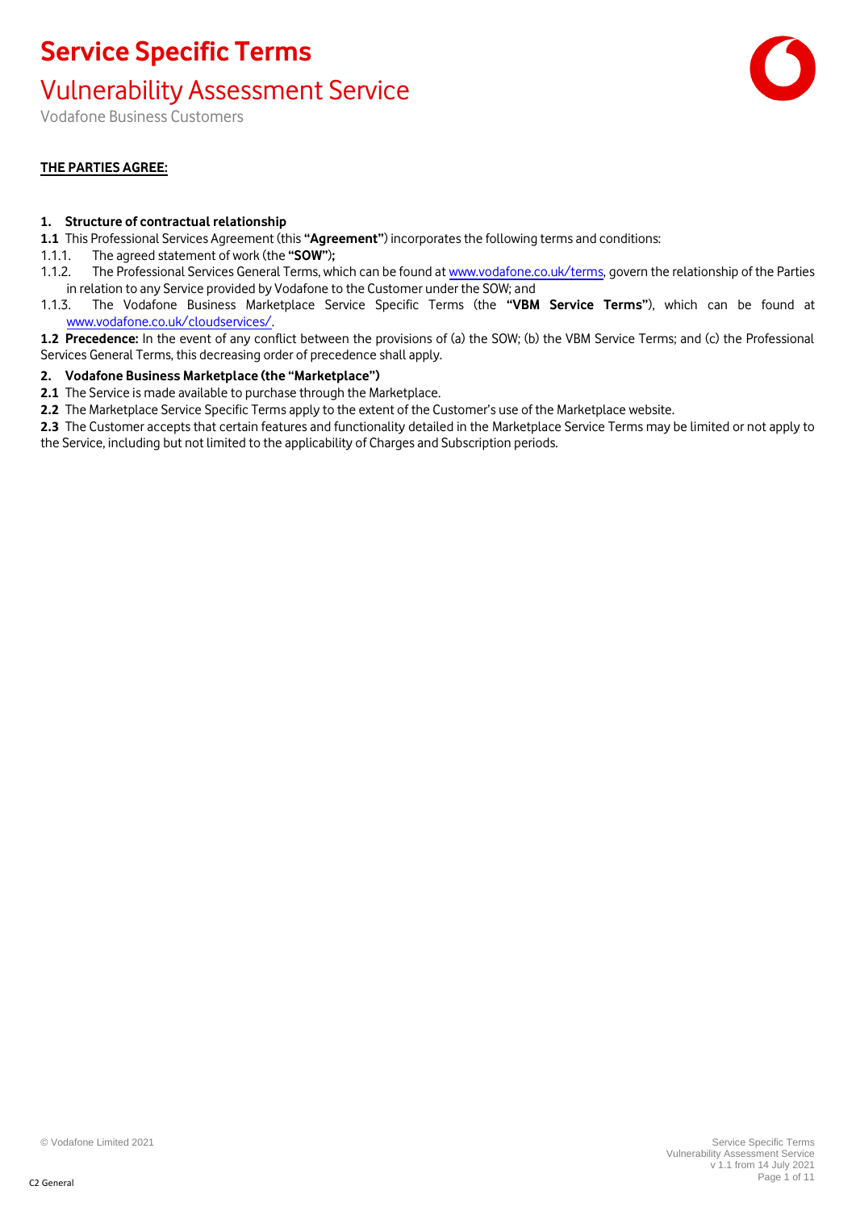# Service Specific Terms

## Vulnerability Assessment Service

Vodafone Business Customers

**THE PARTIES AGREE:**

**1. Structure of contractual relationship**

**1.1** This Professional Services Agreement (this **"Agreement"**) incorporates the following terms and conditions:

1.1.1. The agreed statement of work (the **"SOW"**);

1.1.2. The Professional Services General Terms, which can be found at www.vodafone.co.uk/terms, govern the relationship of the Parties in relation to any Service provided by Vodafone to the Customer under the SOW; and

1.1.3. The Vodafone Business Marketplace Service Specific Terms (the **"VBM Service Terms"**), which can be found at www.vodafone.co.uk/cloudservices/.

**1.2 Precedence:** In the event of any conflict between the provisions of (a) the SOW; (b) the VBM Service Terms; and (c) the Professional Services General Terms, this decreasing order of precedence shall apply.

**2. Vodafone Business Marketplace (the "Marketplace")**

**2.1** The Service is made available to purchase through the Marketplace.

**2.2** The Marketplace Service Specific Terms apply to the extent of the Customer's use of the Marketplace website.

**2.3** The Customer accepts that certain features and functionality detailed in the Marketplace Service Terms may be limited or not apply to the Service, including but not limited to the applicability of Charges and Subscription periods.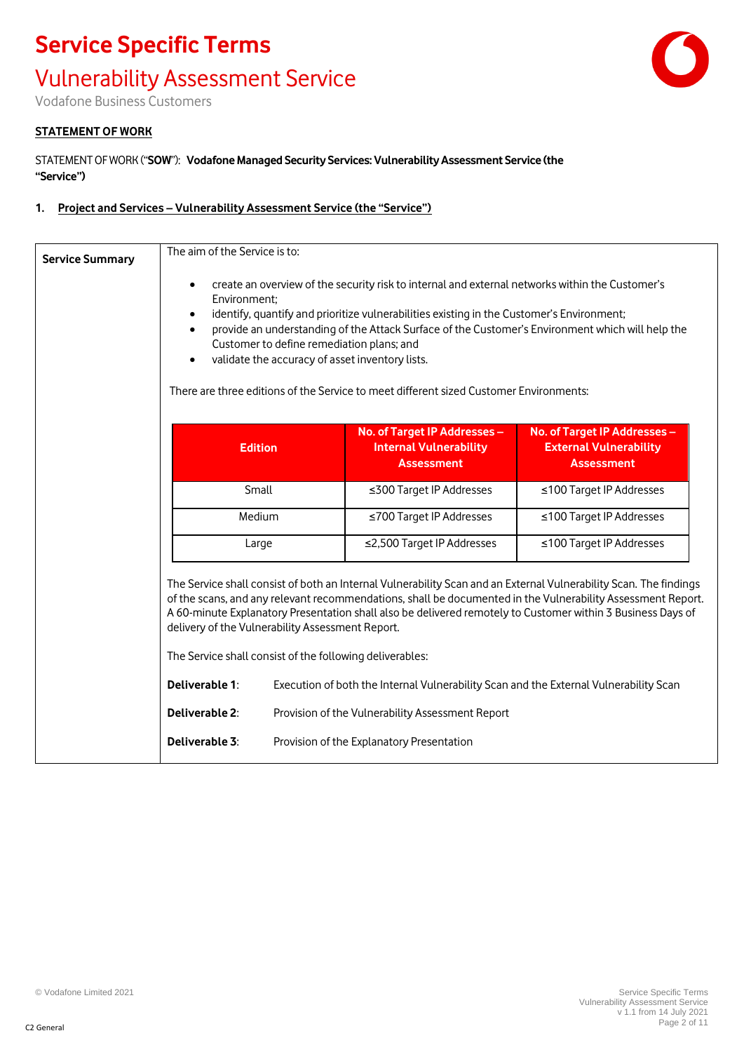# Service Specific Terms

## Vulnerability Assessment Service

Vodafone Business Customers

**STATEMENT OF WORK**

STATEMENT OF WORK ("**SOW**"): **Vodafone Managed Security Services: Vulnerability Assessment Service (the "Service")**

**1. Project and Services – Vulnerability Assessment Service (the "Service")**

**Service Summary**

The aim of the Service is to:

- create an overview of the security risk to internal and external networks within the Customer's Environment;
- identify, quantify and prioritize vulnerabilities existing in the Customer's Environment;
- provide an understanding of the Attack Surface of the Customer's Environment which will help the Customer to define remediation plans; and
- validate the accuracy of asset inventory lists.

There are three editions of the Service to meet different sized Customer Environments:

| Edition | No. of Target IP Addresses – Internal Vulnerability Assessment | No. of Target IP Addresses – External Vulnerability Assessment |
|---|---|---|
| Small | ≤300 Target IP Addresses | ≤100 Target IP Addresses |
| Medium | ≤700 Target IP Addresses | ≤100 Target IP Addresses |
| Large | ≤2,500 Target IP Addresses | ≤100 Target IP Addresses |

The Service shall consist of both an Internal Vulnerability Scan and an External Vulnerability Scan. The findings of the scans, and any relevant recommendations, shall be documented in the Vulnerability Assessment Report. A 60-minute Explanatory Presentation shall also be delivered remotely to Customer within 3 Business Days of delivery of the Vulnerability Assessment Report.

The Service shall consist of the following deliverables:

**Deliverable 1**: Execution of both the Internal Vulnerability Scan and the External Vulnerability Scan

**Deliverable 2**: Provision of the Vulnerability Assessment Report

**Deliverable 3**: Provision of the Explanatory Presentation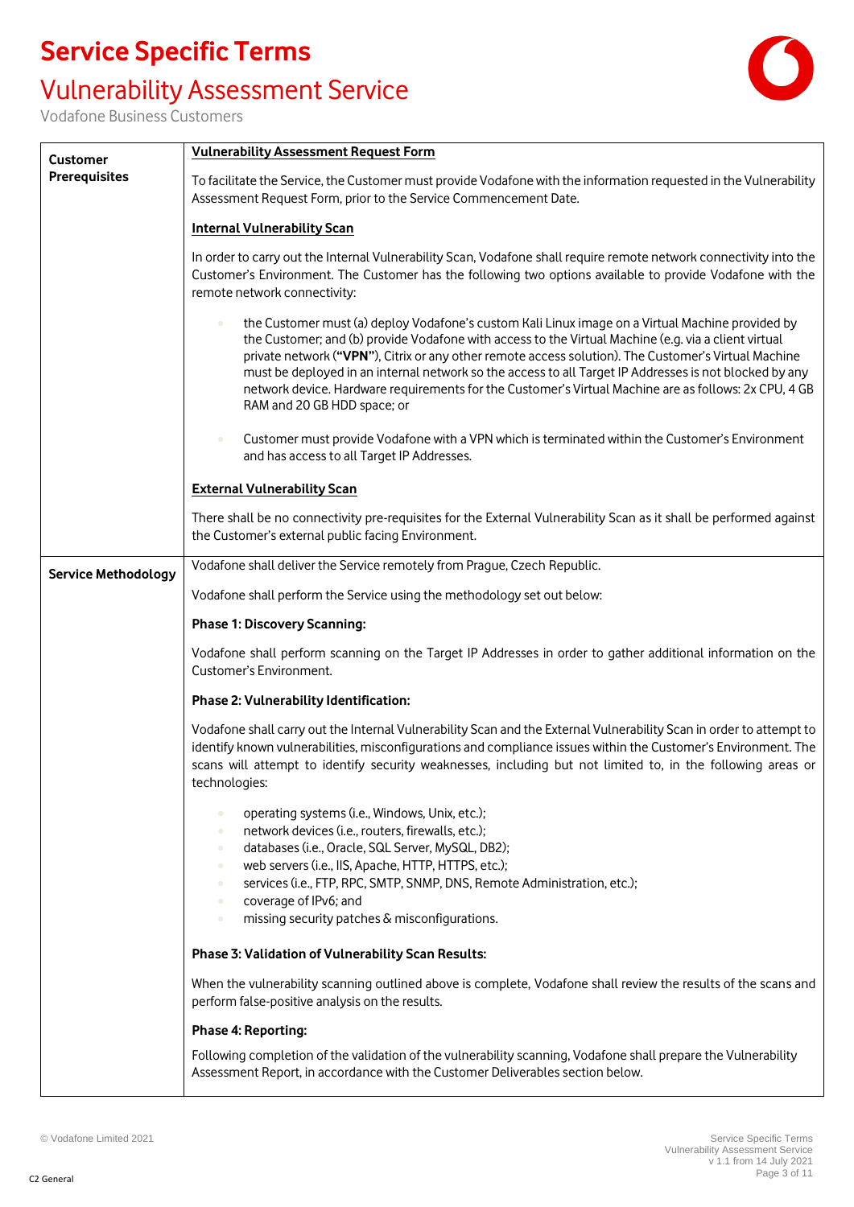# Service Specific Terms

## Vulnerability Assessment Service

Vodafone Business Customers

| | |
|---|---|
| **Customer Prerequisites** | **Vulnerability Assessment Request Form**<br><br>To facilitate the Service, the Customer must provide Vodafone with the information requested in the Vulnerability Assessment Request Form, prior to the Service Commencement Date.<br><br>**Internal Vulnerability Scan**<br><br>In order to carry out the Internal Vulnerability Scan, Vodafone shall require remote network connectivity into the Customer's Environment. The Customer has the following two options available to provide Vodafone with the remote network connectivity:<br><br>• the Customer must (a) deploy Vodafone's custom Kali Linux image on a Virtual Machine provided by the Customer; and (b) provide Vodafone with access to the Virtual Machine (e.g. via a client virtual private network (**"VPN"**), Citrix or any other remote access solution). The Customer's Virtual Machine must be deployed in an internal network so the access to all Target IP Addresses is not blocked by any network device. Hardware requirements for the Customer's Virtual Machine are as follows: 2x CPU, 4 GB RAM and 20 GB HDD space; or<br><br>• Customer must provide Vodafone with a VPN which is terminated within the Customer's Environment and has access to all Target IP Addresses.<br><br>**External Vulnerability Scan**<br><br>There shall be no connectivity pre-requisites for the External Vulnerability Scan as it shall be performed against the Customer's external public facing Environment. |
| **Service Methodology** | Vodafone shall deliver the Service remotely from Prague, Czech Republic.<br><br>Vodafone shall perform the Service using the methodology set out below:<br><br>**Phase 1: Discovery Scanning:**<br><br>Vodafone shall perform scanning on the Target IP Addresses in order to gather additional information on the Customer's Environment.<br><br>**Phase 2: Vulnerability Identification:**<br><br>Vodafone shall carry out the Internal Vulnerability Scan and the External Vulnerability Scan in order to attempt to identify known vulnerabilities, misconfigurations and compliance issues within the Customer's Environment. The scans will attempt to identify security weaknesses, including but not limited to, in the following areas or technologies:<br><br>• operating systems (i.e., Windows, Unix, etc.);<br>• network devices (i.e., routers, firewalls, etc.);<br>• databases (i.e., Oracle, SQL Server, MySQL, DB2);<br>• web servers (i.e., IIS, Apache, HTTP, HTTPS, etc.);<br>• services (i.e., FTP, RPC, SMTP, SNMP, DNS, Remote Administration, etc.);<br>• coverage of IPv6; and<br>• missing security patches & misconfigurations.<br><br>**Phase 3: Validation of Vulnerability Scan Results:**<br><br>When the vulnerability scanning outlined above is complete, Vodafone shall review the results of the scans and perform false-positive analysis on the results.<br><br>**Phase 4: Reporting:**<br><br>Following completion of the validation of the vulnerability scanning, Vodafone shall prepare the Vulnerability Assessment Report, in accordance with the Customer Deliverables section below. |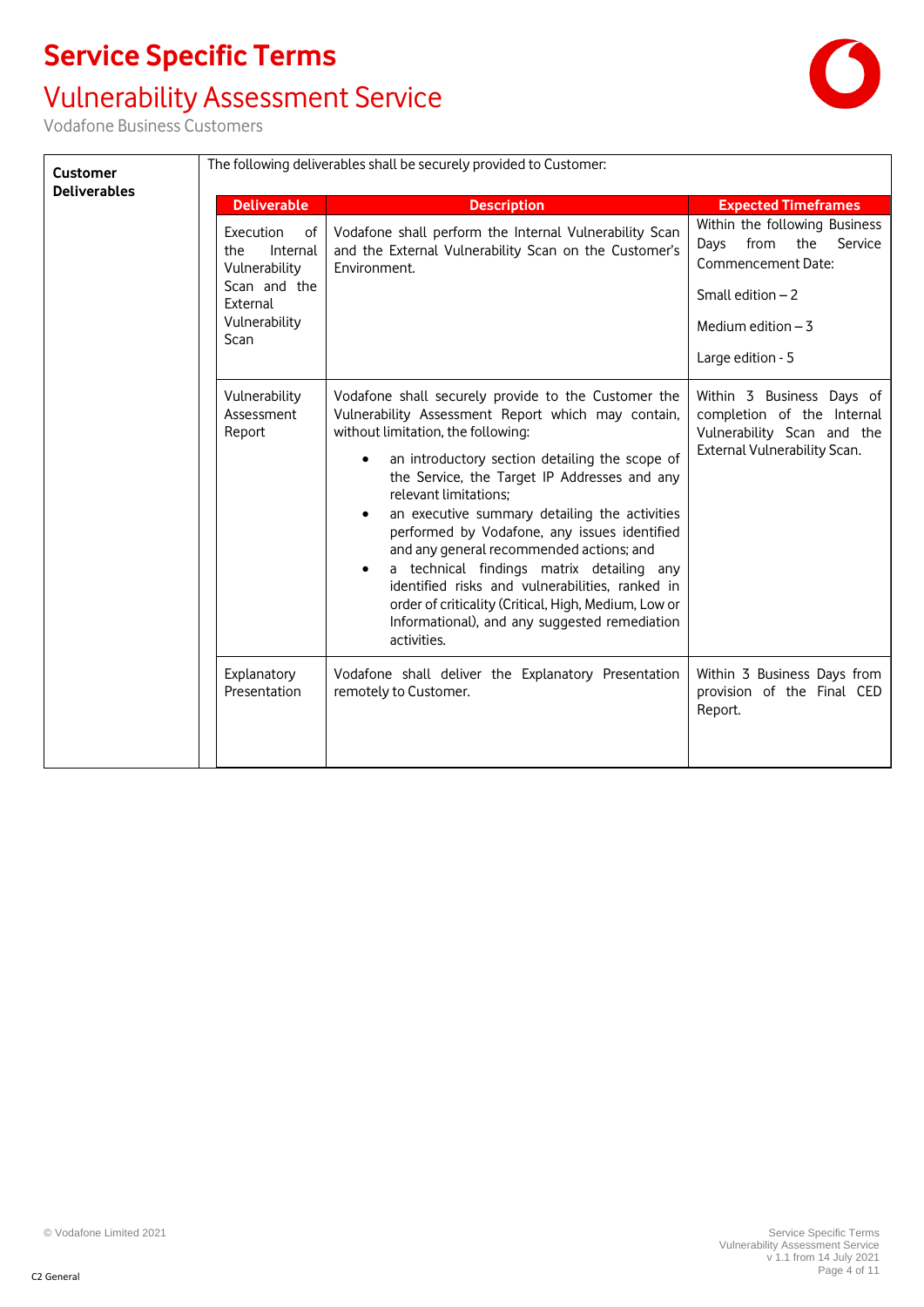# Service Specific Terms

## Vulnerability Assessment Service

Vodafone Business Customers

**Customer Deliverables**

The following deliverables shall be securely provided to Customer:

| Deliverable | Description | Expected Timeframes |
|---|---|---|
| Execution of the Internal Vulnerability Scan and the External Vulnerability Scan | Vodafone shall perform the Internal Vulnerability Scan and the External Vulnerability Scan on the Customer's Environment. | Within the following Business Days from the Service Commencement Date:<br><br>Small edition – 2<br><br>Medium edition – 3<br><br>Large edition - 5 |
| Vulnerability Assessment Report | Vodafone shall securely provide to the Customer the Vulnerability Assessment Report which may contain, without limitation, the following:<br>• an introductory section detailing the scope of the Service, the Target IP Addresses and any relevant limitations;<br>• an executive summary detailing the activities performed by Vodafone, any issues identified and any general recommended actions; and<br>• a technical findings matrix detailing any identified risks and vulnerabilities, ranked in order of criticality (Critical, High, Medium, Low or Informational), and any suggested remediation activities. | Within 3 Business Days of completion of the Internal Vulnerability Scan and the External Vulnerability Scan. |
| Explanatory Presentation | Vodafone shall deliver the Explanatory Presentation remotely to Customer. | Within 3 Business Days from provision of the Final CED Report. |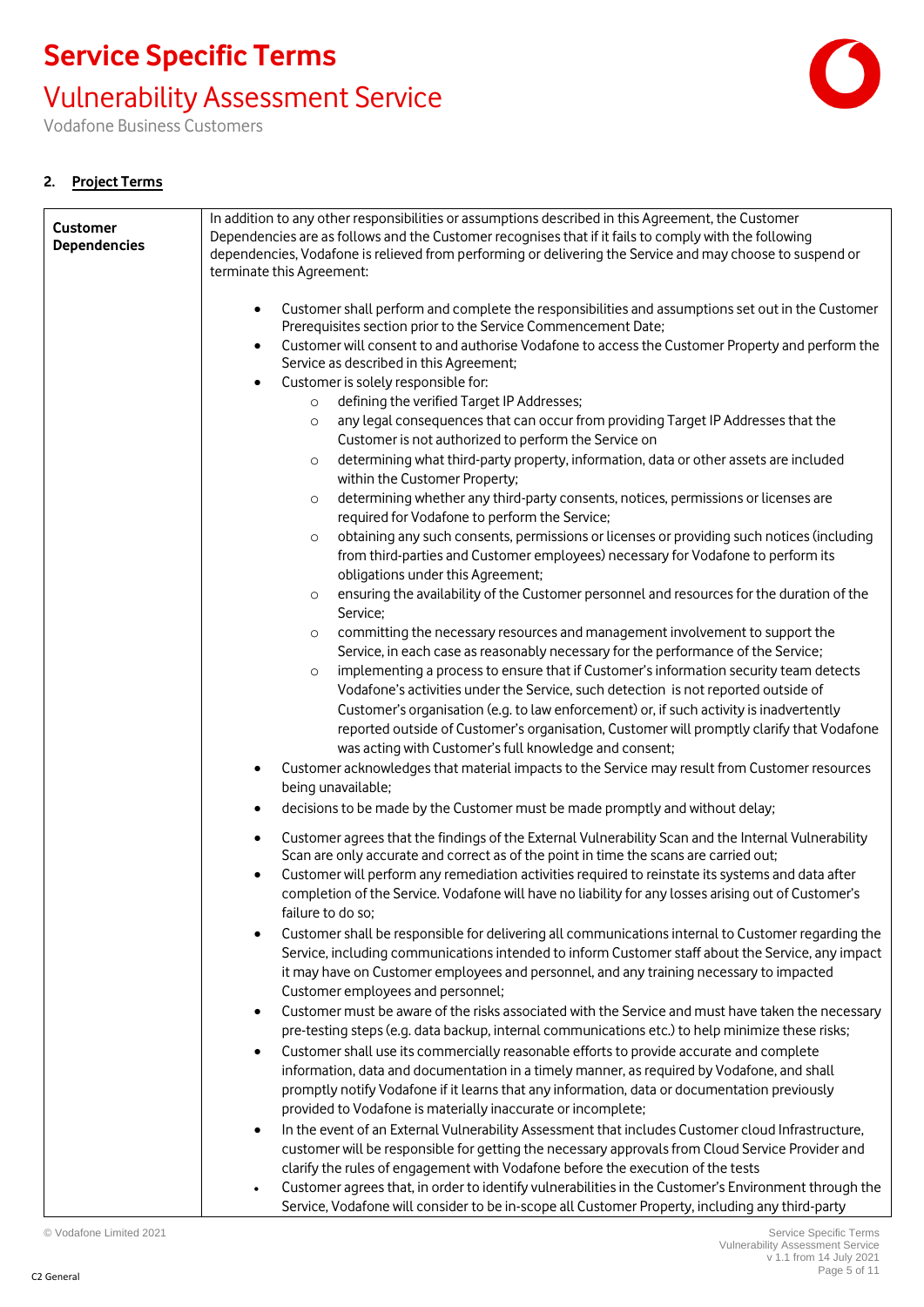## 2. Project Terms

| | |
|---|---|
| **Customer Dependencies** | In addition to any other responsibilities or assumptions described in this Agreement, the Customer Dependencies are as follows and the Customer recognises that if it fails to comply with the following dependencies, Vodafone is relieved from performing or delivering the Service and may choose to suspend or terminate this Agreement:<br><br>• Customer shall perform and complete the responsibilities and assumptions set out in the Customer Prerequisites section prior to the Service Commencement Date;<br>• Customer will consent to and authorise Vodafone to access the Customer Property and perform the Service as described in this Agreement;<br>• Customer is solely responsible for:<br>&nbsp;&nbsp;&nbsp;&nbsp;○ defining the verified Target IP Addresses;<br>&nbsp;&nbsp;&nbsp;&nbsp;○ any legal consequences that can occur from providing Target IP Addresses that the Customer is not authorized to perform the Service on<br>&nbsp;&nbsp;&nbsp;&nbsp;○ determining what third-party property, information, data or other assets are included within the Customer Property;<br>&nbsp;&nbsp;&nbsp;&nbsp;○ determining whether any third-party consents, notices, permissions or licenses are required for Vodafone to perform the Service;<br>&nbsp;&nbsp;&nbsp;&nbsp;○ obtaining any such consents, permissions or licenses or providing such notices (including from third-parties and Customer employees) necessary for Vodafone to perform its obligations under this Agreement;<br>&nbsp;&nbsp;&nbsp;&nbsp;○ ensuring the availability of the Customer personnel and resources for the duration of the Service;<br>&nbsp;&nbsp;&nbsp;&nbsp;○ committing the necessary resources and management involvement to support the Service, in each case as reasonably necessary for the performance of the Service;<br>&nbsp;&nbsp;&nbsp;&nbsp;○ implementing a process to ensure that if Customer's information security team detects Vodafone's activities under the Service, such detection is not reported outside of Customer's organisation (e.g. to law enforcement) or, if such activity is inadvertently reported outside of Customer's organisation, Customer will promptly clarify that Vodafone was acting with Customer's full knowledge and consent;<br>• Customer acknowledges that material impacts to the Service may result from Customer resources being unavailable;<br>• decisions to be made by the Customer must be made promptly and without delay;<br>• Customer agrees that the findings of the External Vulnerability Scan and the Internal Vulnerability Scan are only accurate and correct as of the point in time the scans are carried out;<br>• Customer will perform any remediation activities required to reinstate its systems and data after completion of the Service. Vodafone will have no liability for any losses arising out of Customer's failure to do so;<br>• Customer shall be responsible for delivering all communications internal to Customer regarding the Service, including communications intended to inform Customer staff about the Service, any impact it may have on Customer employees and personnel, and any training necessary to impacted Customer employees and personnel;<br>• Customer must be aware of the risks associated with the Service and must have taken the necessary pre-testing steps (e.g. data backup, internal communications etc.) to help minimize these risks;<br>• Customer shall use its commercially reasonable efforts to provide accurate and complete information, data and documentation in a timely manner, as required by Vodafone, and shall promptly notify Vodafone if it learns that any information, data or documentation previously provided to Vodafone is materially inaccurate or incomplete;<br>• In the event of an External Vulnerability Assessment that includes Customer cloud Infrastructure, customer will be responsible for getting the necessary approvals from Cloud Service Provider and clarify the rules of engagement with Vodafone before the execution of the tests<br>• Customer agrees that, in order to identify vulnerabilities in the Customer's Environment through the Service, Vodafone will consider to be in-scope all Customer Property, including any third-party |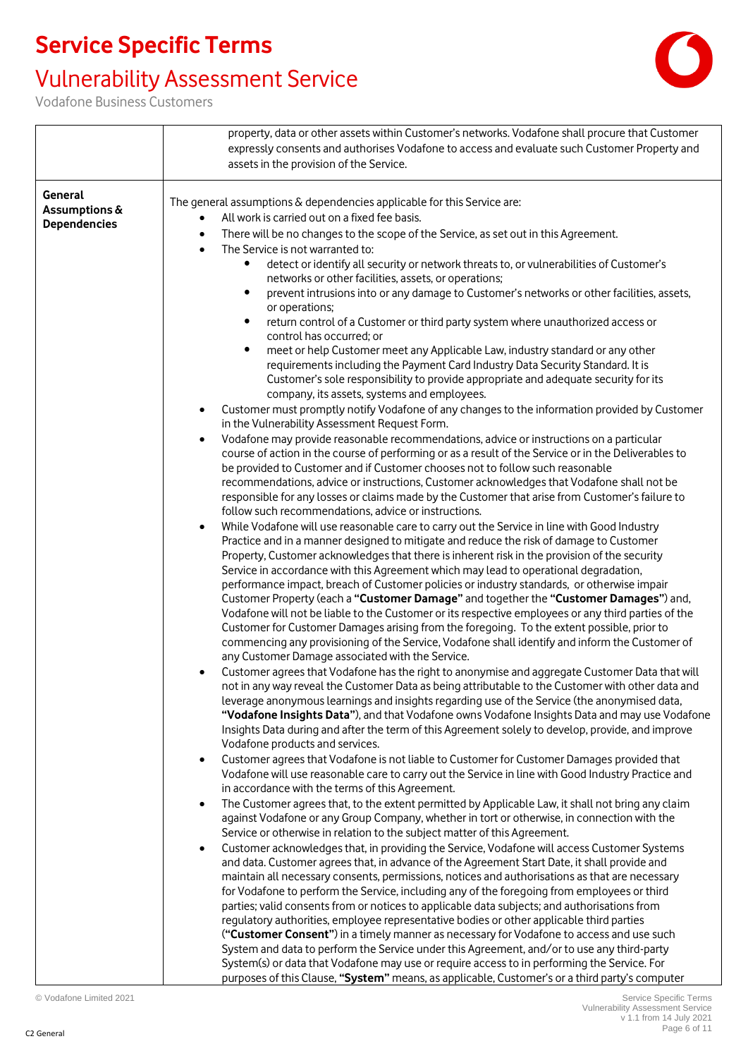| | |
|---|---|
| | property, data or other assets within Customer's networks. Vodafone shall procure that Customer expressly consents and authorises Vodafone to access and evaluate such Customer Property and assets in the provision of the Service. |
| **General Assumptions & Dependencies** | The general assumptions & dependencies applicable for this Service are:<br>• All work is carried out on a fixed fee basis.<br>• There will be no changes to the scope of the Service, as set out in this Agreement.<br>• The Service is not warranted to:<br>&nbsp;&nbsp;&nbsp;&nbsp;• detect or identify all security or network threats to, or vulnerabilities of Customer's networks or other facilities, assets, or operations;<br>&nbsp;&nbsp;&nbsp;&nbsp;• prevent intrusions into or any damage to Customer's networks or other facilities, assets, or operations;<br>&nbsp;&nbsp;&nbsp;&nbsp;• return control of a Customer or third party system where unauthorized access or control has occurred; or<br>&nbsp;&nbsp;&nbsp;&nbsp;• meet or help Customer meet any Applicable Law, industry standard or any other requirements including the Payment Card Industry Data Security Standard. It is Customer's sole responsibility to provide appropriate and adequate security for its company, its assets, systems and employees.<br>• Customer must promptly notify Vodafone of any changes to the information provided by Customer in the Vulnerability Assessment Request Form.<br>• Vodafone may provide reasonable recommendations, advice or instructions on a particular course of action in the course of performing or as a result of the Service or in the Deliverables to be provided to Customer and if Customer chooses not to follow such reasonable recommendations, advice or instructions, Customer acknowledges that Vodafone shall not be responsible for any losses or claims made by the Customer that arise from Customer's failure to follow such recommendations, advice or instructions.<br>• While Vodafone will use reasonable care to carry out the Service in line with Good Industry Practice and in a manner designed to mitigate and reduce the risk of damage to Customer Property, Customer acknowledges that there is inherent risk in the provision of the security Service in accordance with this Agreement which may lead to operational degradation, performance impact, breach of Customer policies or industry standards, or otherwise impair Customer Property (each a **"Customer Damage"** and together the **"Customer Damages"**) and, Vodafone will not be liable to the Customer or its respective employees or any third parties of the Customer for Customer Damages arising from the foregoing. To the extent possible, prior to commencing any provisioning of the Service, Vodafone shall identify and inform the Customer of any Customer Damage associated with the Service.<br>• Customer agrees that Vodafone has the right to anonymise and aggregate Customer Data that will not in any way reveal the Customer Data as being attributable to the Customer with other data and leverage anonymous learnings and insights regarding use of the Service (the anonymised data, **"Vodafone Insights Data"**), and that Vodafone owns Vodafone Insights Data and may use Vodafone Insights Data during and after the term of this Agreement solely to develop, provide, and improve Vodafone products and services.<br>• Customer agrees that Vodafone is not liable to Customer for Customer Damages provided that Vodafone will use reasonable care to carry out the Service in line with Good Industry Practice and in accordance with the terms of this Agreement.<br>• The Customer agrees that, to the extent permitted by Applicable Law, it shall not bring any claim against Vodafone or any Group Company, whether in tort or otherwise, in connection with the Service or otherwise in relation to the subject matter of this Agreement.<br>• Customer acknowledges that, in providing the Service, Vodafone will access Customer Systems and data. Customer agrees that, in advance of the Agreement Start Date, it shall provide and maintain all necessary consents, permissions, notices and authorisations as that are necessary for Vodafone to perform the Service, including any of the foregoing from employees or third parties; valid consents from or notices to applicable data subjects; and authorisations from regulatory authorities, employee representative bodies or other applicable third parties (**"Customer Consent"**) in a timely manner as necessary for Vodafone to access and use such System and data to perform the Service under this Agreement, and/or to use any third-party System(s) or data that Vodafone may use or require access to in performing the Service. For purposes of this Clause, **"System"** means, as applicable, Customer's or a third party's computer |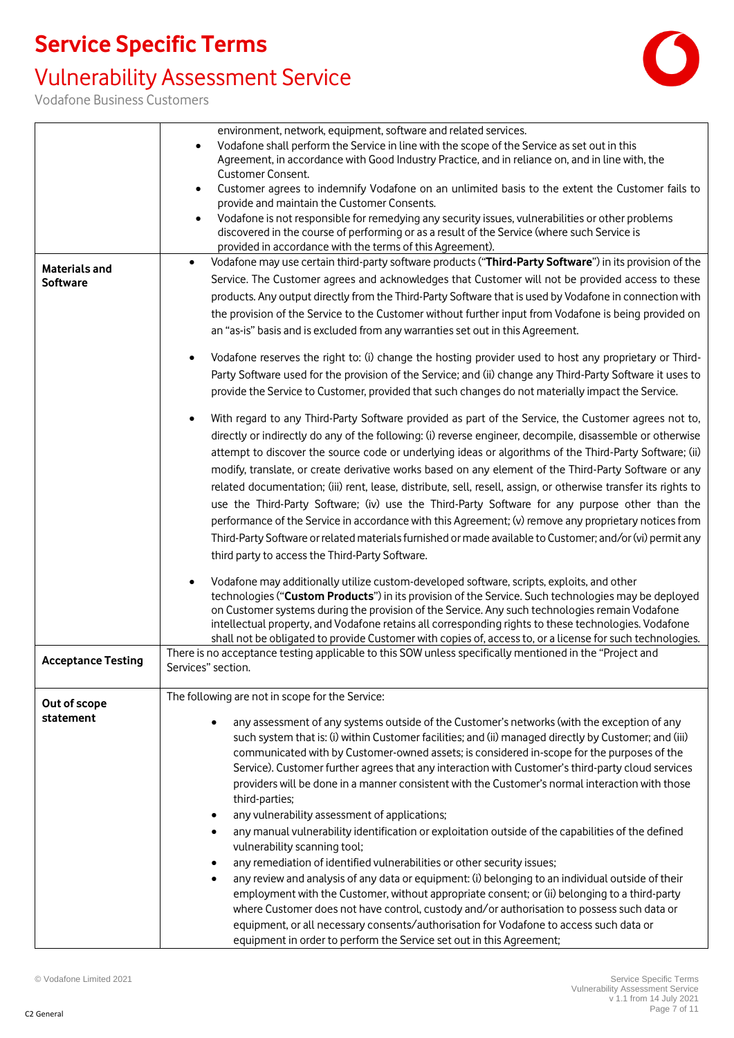| | |
|---|---|
| | environment, network, equipment, software and related services.<br>• Vodafone shall perform the Service in line with the scope of the Service as set out in this Agreement, in accordance with Good Industry Practice, and in reliance on, and in line with, the Customer Consent.<br>• Customer agrees to indemnify Vodafone on an unlimited basis to the extent the Customer fails to provide and maintain the Customer Consents.<br>• Vodafone is not responsible for remedying any security issues, vulnerabilities or other problems discovered in the course of performing or as a result of the Service (where such Service is provided in accordance with the terms of this Agreement). |
| **Materials and Software** | • Vodafone may use certain third-party software products ("**Third-Party Software**") in its provision of the Service. The Customer agrees and acknowledges that Customer will not be provided access to these products. Any output directly from the Third-Party Software that is used by Vodafone in connection with the provision of the Service to the Customer without further input from Vodafone is being provided on an "as-is" basis and is excluded from any warranties set out in this Agreement.<br>• Vodafone reserves the right to: (i) change the hosting provider used to host any proprietary or Third-Party Software used for the provision of the Service; and (ii) change any Third-Party Software it uses to provide the Service to Customer, provided that such changes do not materially impact the Service.<br>• With regard to any Third-Party Software provided as part of the Service, the Customer agrees not to, directly or indirectly do any of the following: (i) reverse engineer, decompile, disassemble or otherwise attempt to discover the source code or underlying ideas or algorithms of the Third-Party Software; (ii) modify, translate, or create derivative works based on any element of the Third-Party Software or any related documentation; (iii) rent, lease, distribute, sell, resell, assign, or otherwise transfer its rights to use the Third-Party Software; (iv) use the Third-Party Software for any purpose other than the performance of the Service in accordance with this Agreement; (v) remove any proprietary notices from Third-Party Software or related materials furnished or made available to Customer; and/or (vi) permit any third party to access the Third-Party Software.<br>• Vodafone may additionally utilize custom-developed software, scripts, exploits, and other technologies ("**Custom Products**") in its provision of the Service. Such technologies may be deployed on Customer systems during the provision of the Service. Any such technologies remain Vodafone intellectual property, and Vodafone retains all corresponding rights to these technologies. Vodafone shall not be obligated to provide Customer with copies of, access to, or a license for such technologies. |
| **Acceptance Testing** | There is no acceptance testing applicable to this SOW unless specifically mentioned in the "Project and Services" section. |
| **Out of scope statement** | The following are not in scope for the Service:<br>• any assessment of any systems outside of the Customer's networks (with the exception of any such system that is: (i) within Customer facilities; and (ii) managed directly by Customer; and (iii) communicated with by Customer-owned assets; is considered in-scope for the purposes of the Service). Customer further agrees that any interaction with Customer's third-party cloud services providers will be done in a manner consistent with the Customer's normal interaction with those third-parties;<br>• any vulnerability assessment of applications;<br>• any manual vulnerability identification or exploitation outside of the capabilities of the defined vulnerability scanning tool;<br>• any remediation of identified vulnerabilities or other security issues;<br>• any review and analysis of any data or equipment: (i) belonging to an individual outside of their employment with the Customer, without appropriate consent; or (ii) belonging to a third-party where Customer does not have control, custody and/or authorisation to possess such data or equipment, or all necessary consents/authorisation for Vodafone to access such data or equipment in order to perform the Service set out in this Agreement; |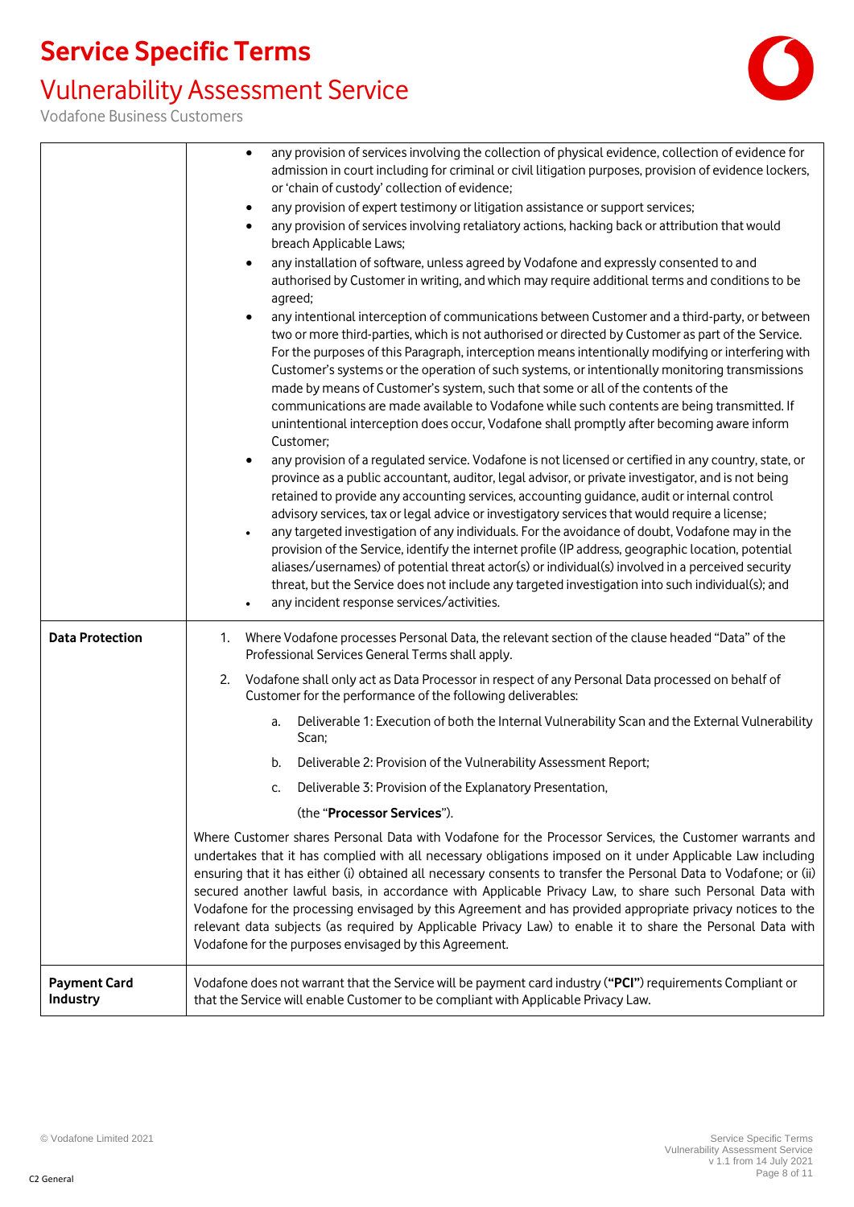| | |
|---|---|
| | • any provision of services involving the collection of physical evidence, collection of evidence for admission in court including for criminal or civil litigation purposes, provision of evidence lockers, or 'chain of custody' collection of evidence;<br>• any provision of expert testimony or litigation assistance or support services;<br>• any provision of services involving retaliatory actions, hacking back or attribution that would breach Applicable Laws;<br>• any installation of software, unless agreed by Vodafone and expressly consented to and authorised by Customer in writing, and which may require additional terms and conditions to be agreed;<br>• any intentional interception of communications between Customer and a third-party, or between two or more third-parties, which is not authorised or directed by Customer as part of the Service. For the purposes of this Paragraph, interception means intentionally modifying or interfering with Customer's systems or the operation of such systems, or intentionally monitoring transmissions made by means of Customer's system, such that some or all of the contents of the communications are made available to Vodafone while such contents are being transmitted. If unintentional interception does occur, Vodafone shall promptly after becoming aware inform Customer;<br>• any provision of a regulated service. Vodafone is not licensed or certified in any country, state, or province as a public accountant, auditor, legal advisor, or private investigator, and is not being retained to provide any accounting services, accounting guidance, audit or internal control advisory services, tax or legal advice or investigatory services that would require a license;<br>• any targeted investigation of any individuals. For the avoidance of doubt, Vodafone may in the provision of the Service, identify the internet profile (IP address, geographic location, potential aliases/usernames) of potential threat actor(s) or individual(s) involved in a perceived security threat, but the Service does not include any targeted investigation into such individual(s); and<br>• any incident response services/activities. |
| **Data Protection** | 1. Where Vodafone processes Personal Data, the relevant section of the clause headed "Data" of the Professional Services General Terms shall apply.<br>2. Vodafone shall only act as Data Processor in respect of any Personal Data processed on behalf of Customer for the performance of the following deliverables:<br>a. Deliverable 1: Execution of both the Internal Vulnerability Scan and the External Vulnerability Scan;<br>b. Deliverable 2: Provision of the Vulnerability Assessment Report;<br>c. Deliverable 3: Provision of the Explanatory Presentation,<br>(the "**Processor Services**").<br><br>Where Customer shares Personal Data with Vodafone for the Processor Services, the Customer warrants and undertakes that it has complied with all necessary obligations imposed on it under Applicable Law including ensuring that it has either (i) obtained all necessary consents to transfer the Personal Data to Vodafone; or (ii) secured another lawful basis, in accordance with Applicable Privacy Law, to share such Personal Data with Vodafone for the processing envisaged by this Agreement and has provided appropriate privacy notices to the relevant data subjects (as required by Applicable Privacy Law) to enable it to share the Personal Data with Vodafone for the purposes envisaged by this Agreement. |
| **Payment Card Industry** | Vodafone does not warrant that the Service will be payment card industry (**"PCI"**) requirements Compliant or that the Service will enable Customer to be compliant with Applicable Privacy Law. |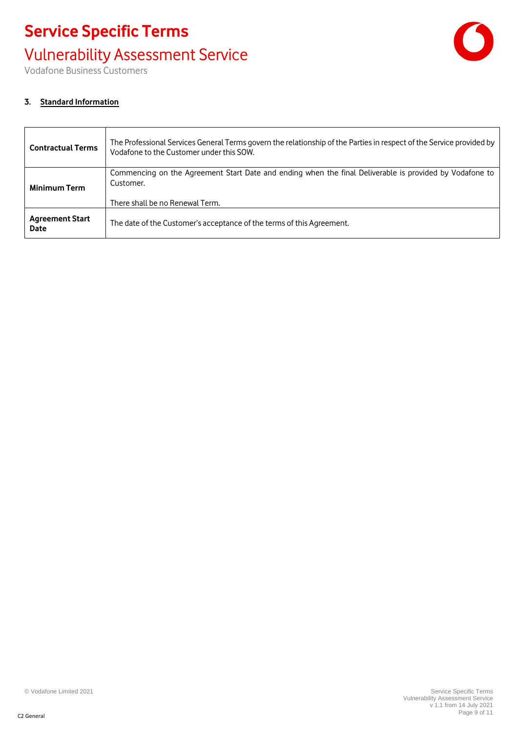## 3. Standard Information

| | |
|---|---|
| **Contractual Terms** | The Professional Services General Terms govern the relationship of the Parties in respect of the Service provided by Vodafone to the Customer under this SOW. |
| **Minimum Term** | Commencing on the Agreement Start Date and ending when the final Deliverable is provided by Vodafone to Customer.<br><br>There shall be no Renewal Term. |
| **Agreement Start Date** | The date of the Customer's acceptance of the terms of this Agreement. |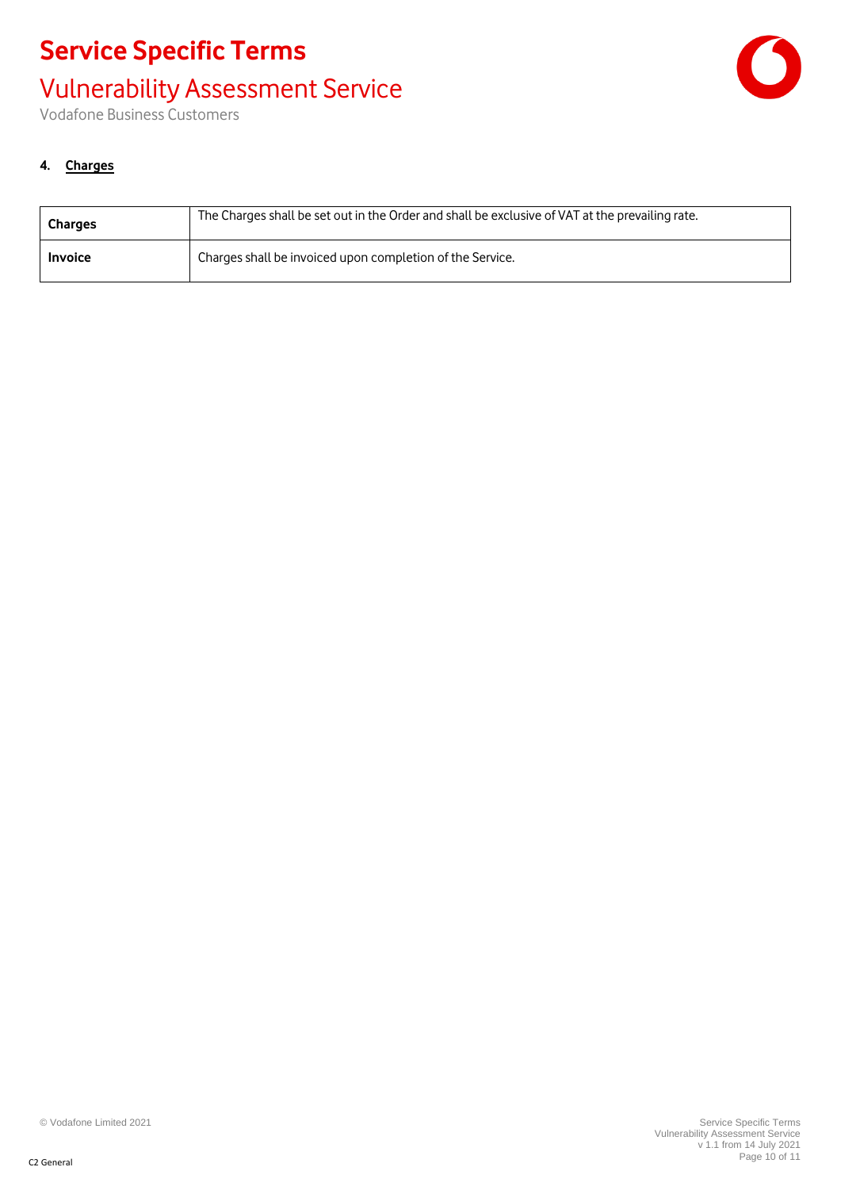#### 4. Charges

| | |
|---|---|
| **Charges** | The Charges shall be set out in the Order and shall be exclusive of VAT at the prevailing rate. |
| **Invoice** | Charges shall be invoiced upon completion of the Service. |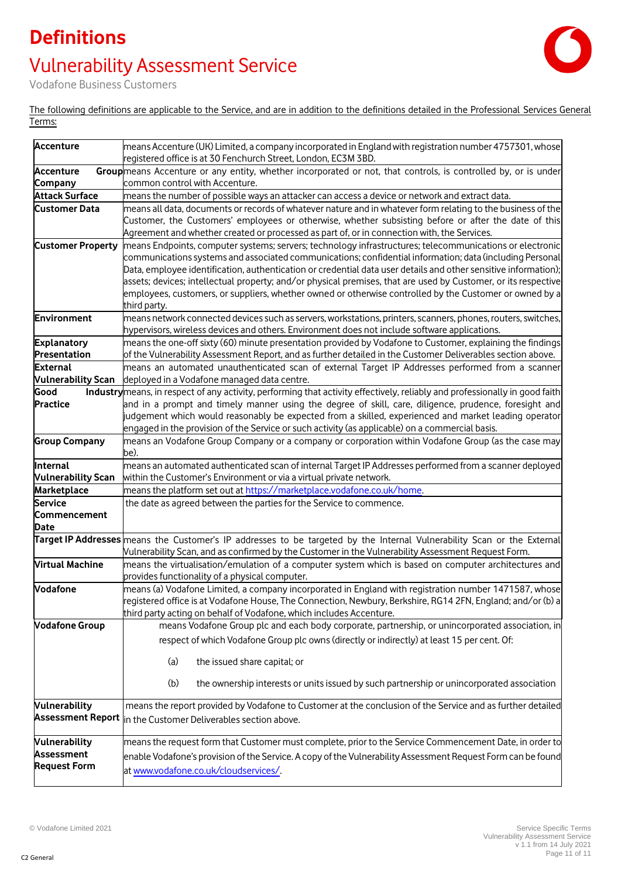# Definitions

## Vulnerability Assessment Service

Vodafone Business Customers

The following definitions are applicable to the Service, and are in addition to the definitions detailed in the Professional Services General Terms:

| | |
|---|---|
| **Accenture** | means Accenture (UK) Limited, a company incorporated in England with registration number 4757301, whose registered office is at 30 Fenchurch Street, London, EC3M 3BD. |
| **Accenture Group Company** | means Accenture or any entity, whether incorporated or not, that controls, is controlled by, or is under common control with Accenture. |
| **Attack Surface** | means the number of possible ways an attacker can access a device or network and extract data. |
| **Customer Data** | means all data, documents or records of whatever nature and in whatever form relating to the business of the Customer, the Customers' employees or otherwise, whether subsisting before or after the date of this Agreement and whether created or processed as part of, or in connection with, the Services. |
| **Customer Property** | means Endpoints, computer systems; servers; technology infrastructures; telecommunications or electronic communications systems and associated communications; confidential information; data (including Personal Data, employee identification, authentication or credential data user details and other sensitive information); assets; devices; intellectual property; and/or physical premises, that are used by Customer, or its respective employees, customers, or suppliers, whether owned or otherwise controlled by the Customer or owned by a third party. |
| **Environment** | means network connected devices such as servers, workstations, printers, scanners, phones, routers, switches, hypervisors, wireless devices and others. Environment does not include software applications. |
| **Explanatory Presentation** | means the one-off sixty (60) minute presentation provided by Vodafone to Customer, explaining the findings of the Vulnerability Assessment Report, and as further detailed in the Customer Deliverables section above. |
| **External Vulnerability Scan** | means an automated unauthenticated scan of external Target IP Addresses performed from a scanner deployed in a Vodafone managed data centre. |
| **Good Industry Practice** | means, in respect of any activity, performing that activity effectively, reliably and professionally in good faith and in a prompt and timely manner using the degree of skill, care, diligence, prudence, foresight and judgement which would reasonably be expected from a skilled, experienced and market leading operator engaged in the provision of the Service or such activity (as applicable) on a commercial basis. |
| **Group Company** | means an Vodafone Group Company or a company or corporation within Vodafone Group (as the case may be). |
| **Internal Vulnerability Scan** | means an automated authenticated scan of internal Target IP Addresses performed from a scanner deployed within the Customer's Environment or via a virtual private network. |
| **Marketplace** | means the platform set out at https://marketplace.vodafone.co.uk/home. |
| **Service Commencement Date** | the date as agreed between the parties for the Service to commence. |
| **Target IP Addresses** | means the Customer's IP addresses to be targeted by the Internal Vulnerability Scan or the External Vulnerability Scan, and as confirmed by the Customer in the Vulnerability Assessment Request Form. |
| **Virtual Machine** | means the virtualisation/emulation of a computer system which is based on computer architectures and provides functionality of a physical computer. |
| **Vodafone** | means (a) Vodafone Limited, a company incorporated in England with registration number 1471587, whose registered office is at Vodafone House, The Connection, Newbury, Berkshire, RG14 2FN, England; and/or (b) a third party acting on behalf of Vodafone, which includes Accenture. |
| **Vodafone Group** | means Vodafone Group plc and each body corporate, partnership, or unincorporated association, in respect of which Vodafone Group plc owns (directly or indirectly) at least 15 per cent. Of: (a) the issued share capital; or (b) the ownership interests or units issued by such partnership or unincorporated association |
| **Vulnerability Assessment Report** | means the report provided by Vodafone to Customer at the conclusion of the Service and as further detailed in the Customer Deliverables section above. |
| **Vulnerability Assessment Request Form** | means the request form that Customer must complete, prior to the Service Commencement Date, in order to enable Vodafone's provision of the Service. A copy of the Vulnerability Assessment Request Form can be found at www.vodafone.co.uk/cloudservices/. |